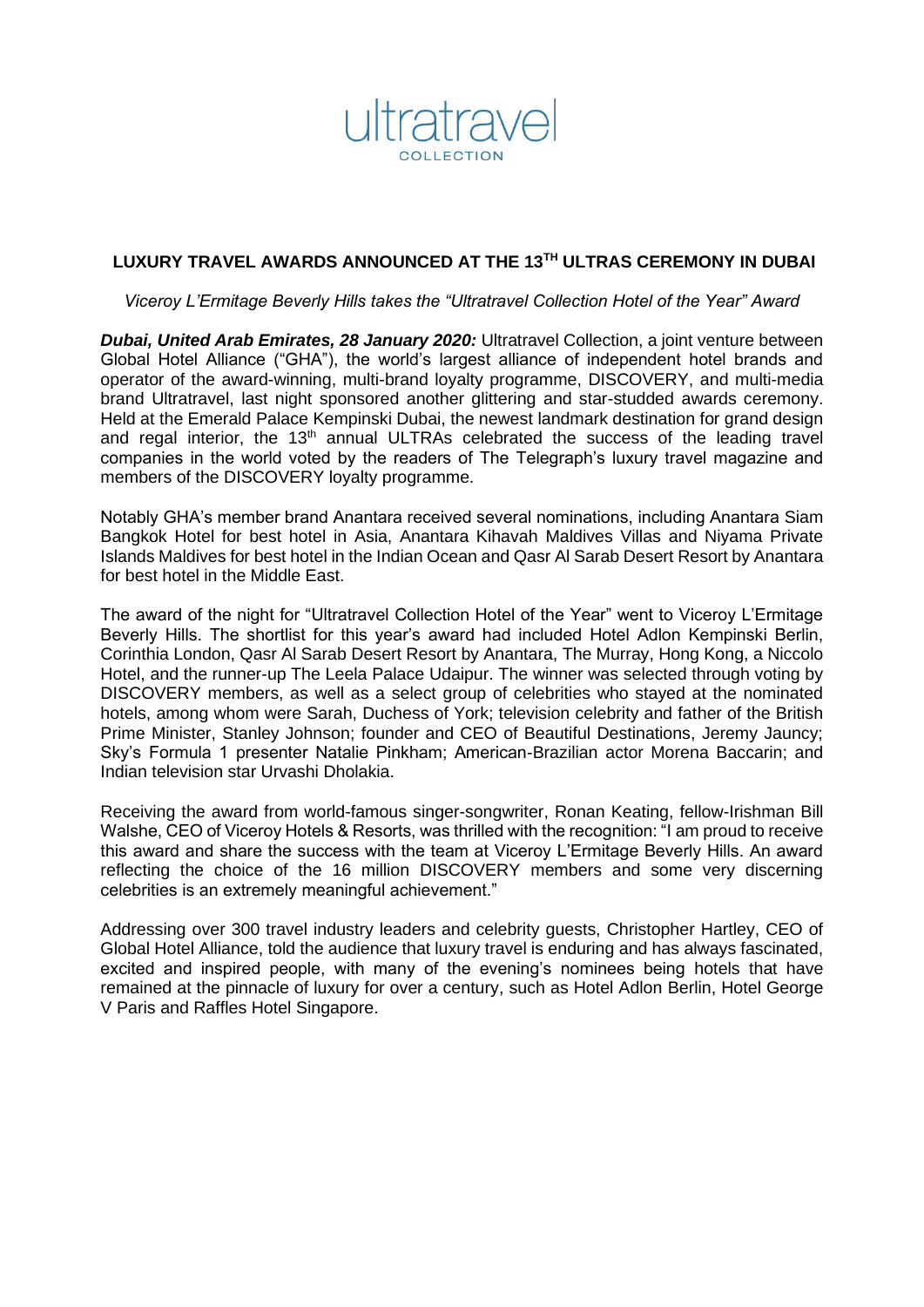ultratravel COLLECTION

# LUXURY TRAVEL AWARDS ANNOUNCED AT THE 13TH ULTRAS CEREMONY IN DUBAI

*Viceroy L'Ermitage Beverly Hills takes the "Ultratravel Collection Hotel of the Year" Award*

***Dubai, United Arab Emirates, 28 January 2020:*** Ultratravel Collection, a joint venture between Global Hotel Alliance ("GHA"), the world's largest alliance of independent hotel brands and operator of the award-winning, multi-brand loyalty programme, DISCOVERY, and multi-media brand Ultratravel, last night sponsored another glittering and star-studded awards ceremony. Held at the Emerald Palace Kempinski Dubai, the newest landmark destination for grand design and regal interior, the 13th annual ULTRAs celebrated the success of the leading travel companies in the world voted by the readers of The Telegraph's luxury travel magazine and members of the DISCOVERY loyalty programme.

Notably GHA's member brand Anantara received several nominations, including Anantara Siam Bangkok Hotel for best hotel in Asia, Anantara Kihavah Maldives Villas and Niyama Private Islands Maldives for best hotel in the Indian Ocean and Qasr Al Sarab Desert Resort by Anantara for best hotel in the Middle East.

The award of the night for "Ultratravel Collection Hotel of the Year" went to Viceroy L'Ermitage Beverly Hills. The shortlist for this year's award had included Hotel Adlon Kempinski Berlin, Corinthia London, Qasr Al Sarab Desert Resort by Anantara, The Murray, Hong Kong, a Niccolo Hotel, and the runner-up The Leela Palace Udaipur. The winner was selected through voting by DISCOVERY members, as well as a select group of celebrities who stayed at the nominated hotels, among whom were Sarah, Duchess of York; television celebrity and father of the British Prime Minister, Stanley Johnson; founder and CEO of Beautiful Destinations, Jeremy Jauncy; Sky's Formula 1 presenter Natalie Pinkham; American-Brazilian actor Morena Baccarin; and Indian television star Urvashi Dholakia.

Receiving the award from world-famous singer-songwriter, Ronan Keating, fellow-Irishman Bill Walshe, CEO of Viceroy Hotels & Resorts, was thrilled with the recognition: "I am proud to receive this award and share the success with the team at Viceroy L'Ermitage Beverly Hills. An award reflecting the choice of the 16 million DISCOVERY members and some very discerning celebrities is an extremely meaningful achievement."

Addressing over 300 travel industry leaders and celebrity guests, Christopher Hartley, CEO of Global Hotel Alliance, told the audience that luxury travel is enduring and has always fascinated, excited and inspired people, with many of the evening's nominees being hotels that have remained at the pinnacle of luxury for over a century, such as Hotel Adlon Berlin, Hotel George V Paris and Raffles Hotel Singapore.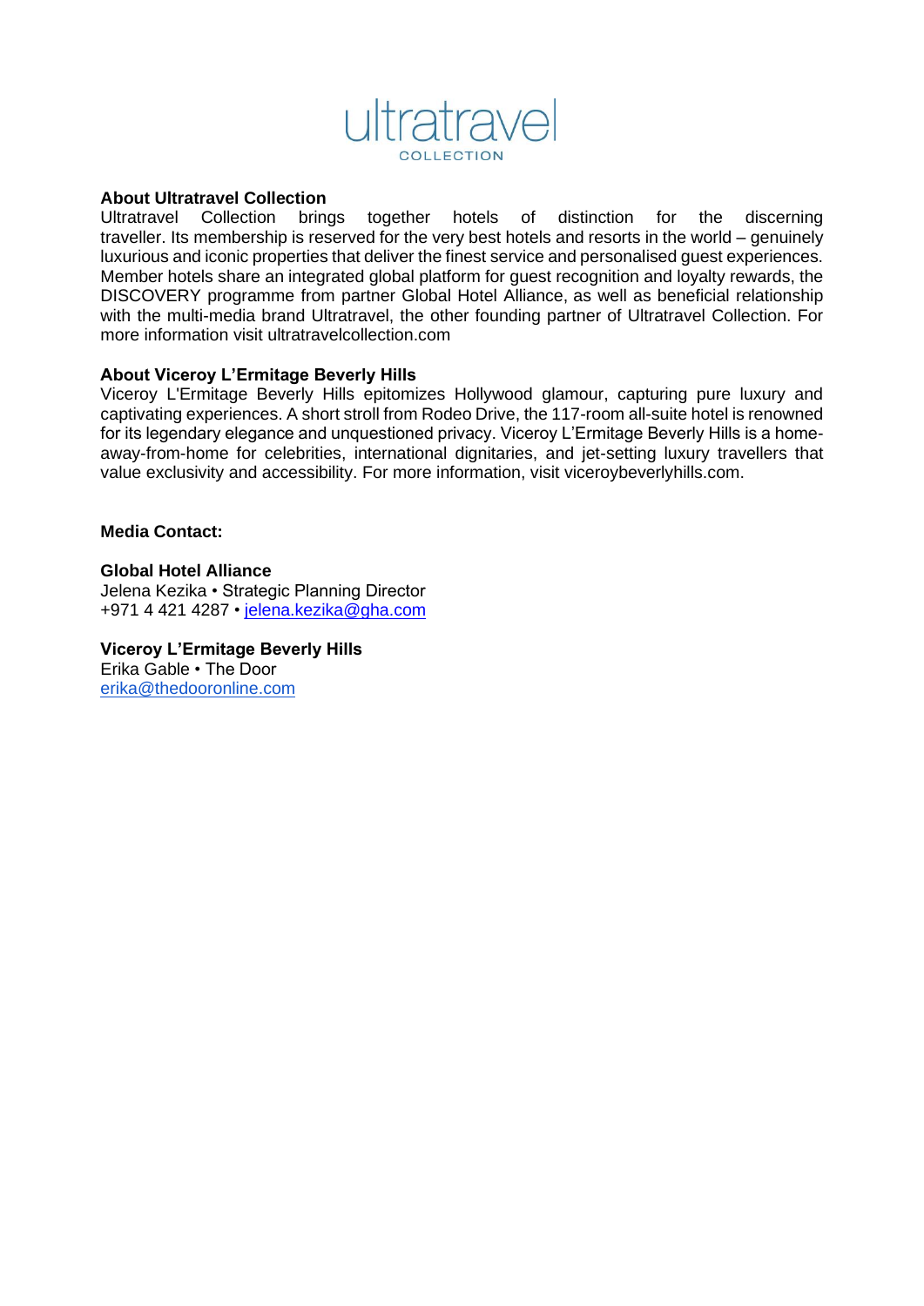ultratravel
COLLECTION

**About Ultratravel Collection**
Ultratravel Collection brings together hotels of distinction for the discerning traveller. Its membership is reserved for the very best hotels and resorts in the world – genuinely luxurious and iconic properties that deliver the finest service and personalised guest experiences. Member hotels share an integrated global platform for guest recognition and loyalty rewards, the DISCOVERY programme from partner Global Hotel Alliance, as well as beneficial relationship with the multi-media brand Ultratravel, the other founding partner of Ultratravel Collection. For more information visit ultratravelcollection.com

**About Viceroy L'Ermitage Beverly Hills**
Viceroy L'Ermitage Beverly Hills epitomizes Hollywood glamour, capturing pure luxury and captivating experiences. A short stroll from Rodeo Drive, the 117-room all-suite hotel is renowned for its legendary elegance and unquestioned privacy. Viceroy L'Ermitage Beverly Hills is a home-away-from-home for celebrities, international dignitaries, and jet-setting luxury travellers that value exclusivity and accessibility. For more information, visit viceroybeverlyhills.com.

**Media Contact:**

**Global Hotel Alliance**
Jelena Kezika • Strategic Planning Director
+971 4 421 4287 • jelena.kezika@gha.com

**Viceroy L'Ermitage Beverly Hills**
Erika Gable • The Door
erika@thedooronline.com